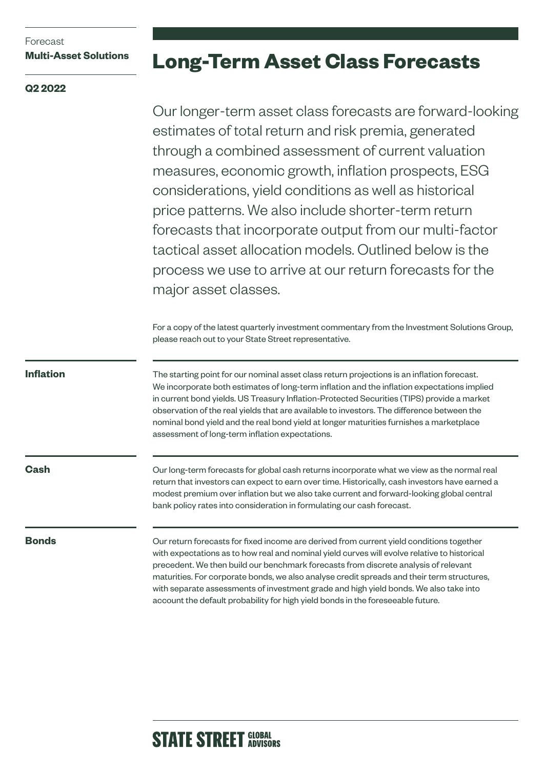Forecast
**Multi-Asset Solutions**

**Q2 2022**

# Long-Term Asset Class Forecasts

Our longer-term asset class forecasts are forward-looking estimates of total return and risk premia, generated through a combined assessment of current valuation measures, economic growth, inflation prospects, ESG considerations, yield conditions as well as historical price patterns. We also include shorter-term return forecasts that incorporate output from our multi-factor tactical asset allocation models. Outlined below is the process we use to arrive at our return forecasts for the major asset classes.

For a copy of the latest quarterly investment commentary from the Investment Solutions Group, please reach out to your State Street representative.

## Inflation

The starting point for our nominal asset class return projections is an inflation forecast. We incorporate both estimates of long-term inflation and the inflation expectations implied in current bond yields. US Treasury Inflation-Protected Securities (TIPS) provide a market observation of the real yields that are available to investors. The difference between the nominal bond yield and the real bond yield at longer maturities furnishes a marketplace assessment of long-term inflation expectations.

## Cash

Our long-term forecasts for global cash returns incorporate what we view as the normal real return that investors can expect to earn over time. Historically, cash investors have earned a modest premium over inflation but we also take current and forward-looking global central bank policy rates into consideration in formulating our cash forecast.

## Bonds

Our return forecasts for fixed income are derived from current yield conditions together with expectations as to how real and nominal yield curves will evolve relative to historical precedent. We then build our benchmark forecasts from discrete analysis of relevant maturities. For corporate bonds, we also analyse credit spreads and their term structures, with separate assessments of investment grade and high yield bonds. We also take into account the default probability for high yield bonds in the foreseeable future.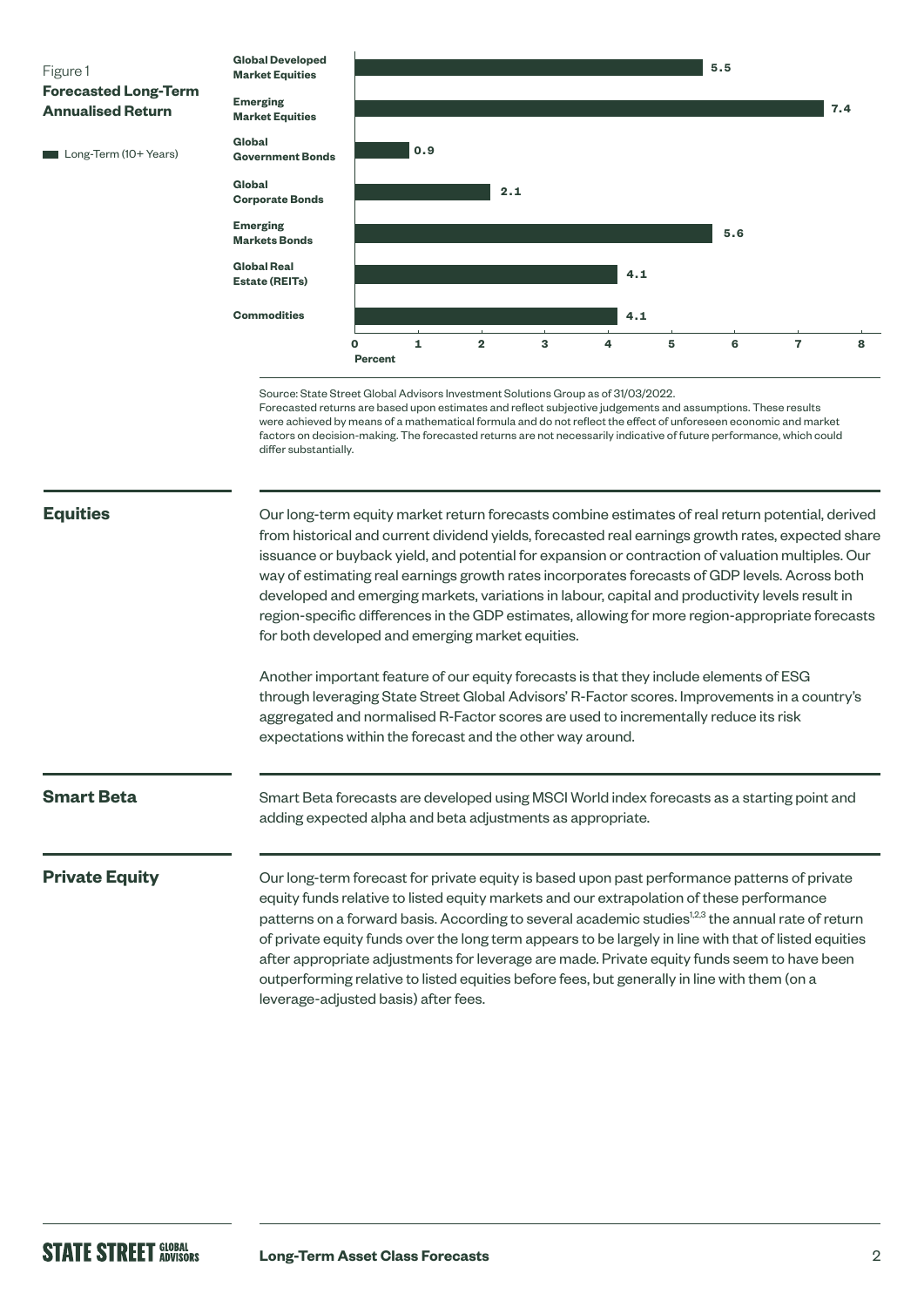Figure 1
**Forecasted Long-Term Annualised Return**

| Asset Class | Long-Term (10+ Years) (Percent) |
| --- | --- |
| Global Developed Market Equities | 5.5 |
| Emerging Market Equities | 7.4 |
| Global Government Bonds | 0.9 |
| Global Corporate Bonds | 2.1 |
| Emerging Markets Bonds | 5.6 |
| Global Real Estate (REITs) | 4.1 |
| Commodities | 4.1 |

Source: State Street Global Advisors Investment Solutions Group as of 31/03/2022.
Forecasted returns are based upon estimates and reflect subjective judgements and assumptions. These results were achieved by means of a mathematical formula and do not reflect the effect of unforeseen economic and market factors on decision-making. The forecasted returns are not necessarily indicative of future performance, which could differ substantially.

## Equities

Our long-term equity market return forecasts combine estimates of real return potential, derived from historical and current dividend yields, forecasted real earnings growth rates, expected share issuance or buyback yield, and potential for expansion or contraction of valuation multiples. Our way of estimating real earnings growth rates incorporates forecasts of GDP levels. Across both developed and emerging markets, variations in labour, capital and productivity levels result in region-specific differences in the GDP estimates, allowing for more region-appropriate forecasts for both developed and emerging market equities.

Another important feature of our equity forecasts is that they include elements of ESG through leveraging State Street Global Advisors' R-Factor scores. Improvements in a country's aggregated and normalised R-Factor scores are used to incrementally reduce its risk expectations within the forecast and the other way around.

## Smart Beta

Smart Beta forecasts are developed using MSCI World index forecasts as a starting point and adding expected alpha and beta adjustments as appropriate.

## Private Equity

Our long-term forecast for private equity is based upon past performance patterns of private equity funds relative to listed equity markets and our extrapolation of these performance patterns on a forward basis. According to several academic studies[1,2,3] the annual rate of return of private equity funds over the long term appears to be largely in line with that of listed equities after appropriate adjustments for leverage are made. Private equity funds seem to have been outperforming relative to listed equities before fees, but generally in line with them (on a leverage-adjusted basis) after fees.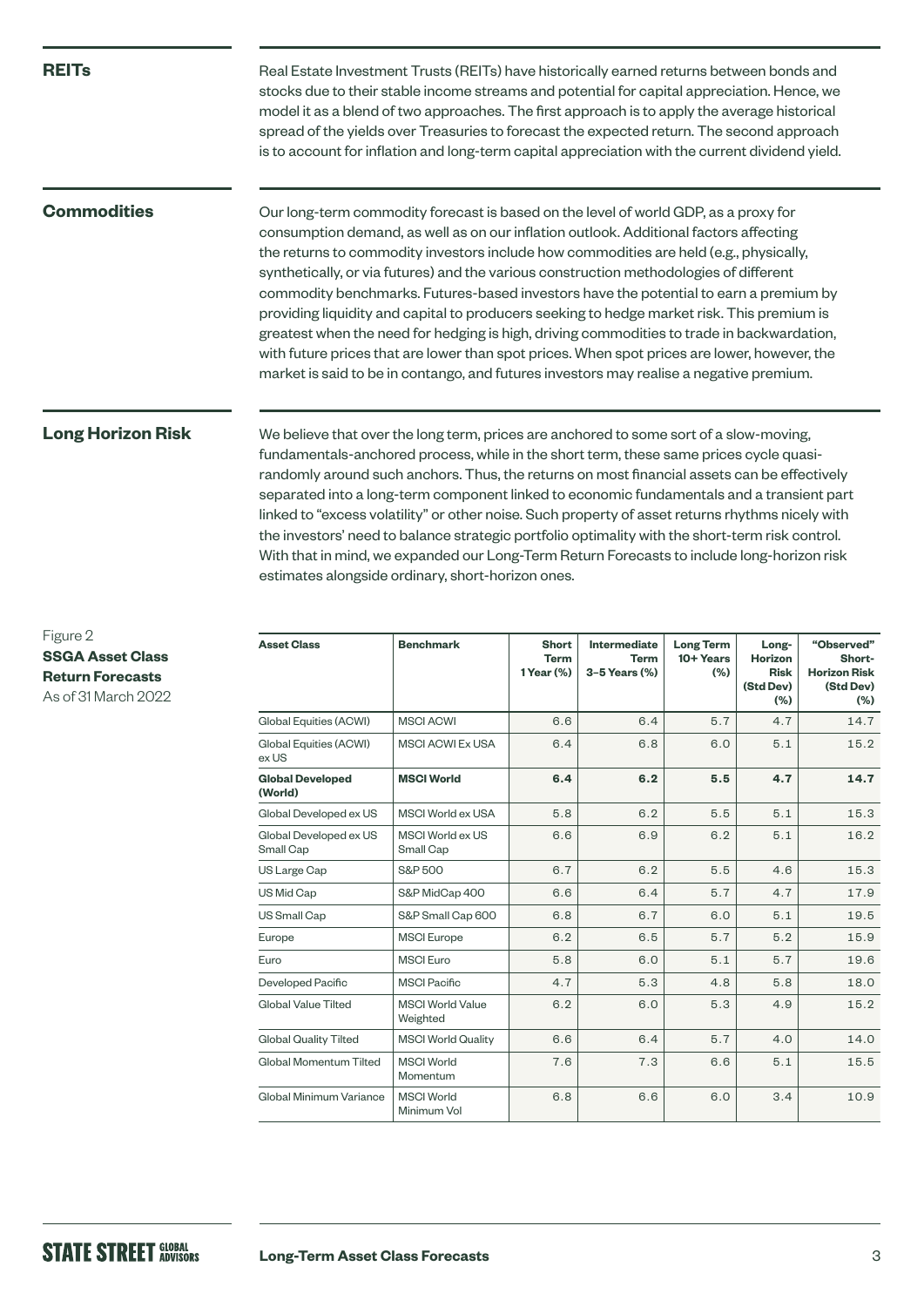## REITs

Real Estate Investment Trusts (REITs) have historically earned returns between bonds and stocks due to their stable income streams and potential for capital appreciation. Hence, we model it as a blend of two approaches. The first approach is to apply the average historical spread of the yields over Treasuries to forecast the expected return. The second approach is to account for inflation and long-term capital appreciation with the current dividend yield.

## Commodities

Our long-term commodity forecast is based on the level of world GDP, as a proxy for consumption demand, as well as on our inflation outlook. Additional factors affecting the returns to commodity investors include how commodities are held (e.g., physically, synthetically, or via futures) and the various construction methodologies of different commodity benchmarks. Futures-based investors have the potential to earn a premium by providing liquidity and capital to producers seeking to hedge market risk. This premium is greatest when the need for hedging is high, driving commodities to trade in backwardation, with future prices that are lower than spot prices. When spot prices are lower, however, the market is said to be in contango, and futures investors may realise a negative premium.

## Long Horizon Risk

We believe that over the long term, prices are anchored to some sort of a slow-moving, fundamentals-anchored process, while in the short term, these same prices cycle quasi-randomly around such anchors. Thus, the returns on most financial assets can be effectively separated into a long-term component linked to economic fundamentals and a transient part linked to "excess volatility" or other noise. Such property of asset returns rhythms nicely with the investors' need to balance strategic portfolio optimality with the short-term risk control. With that in mind, we expanded our Long-Term Return Forecasts to include long-horizon risk estimates alongside ordinary, short-horizon ones.

Figure 2
**SSGA Asset Class Return Forecasts**
As of 31 March 2022

| Asset Class | Benchmark | Short Term 1 Year (%) | Intermediate Term 3–5 Years (%) | Long Term 10+ Years (%) | Long-Horizon Risk (Std Dev) (%) | "Observed" Short-Horizon Risk (Std Dev) (%) |
|---|---|---|---|---|---|---|
| Global Equities (ACWI) | MSCI ACWI | 6.6 | 6.4 | 5.7 | 4.7 | 14.7 |
| Global Equities (ACWI) ex US | MSCI ACWI Ex USA | 6.4 | 6.8 | 6.0 | 5.1 | 15.2 |
| **Global Developed (World)** | **MSCI World** | **6.4** | **6.2** | **5.5** | **4.7** | **14.7** |
| Global Developed ex US | MSCI World ex USA | 5.8 | 6.2 | 5.5 | 5.1 | 15.3 |
| Global Developed ex US Small Cap | MSCI World ex US Small Cap | 6.6 | 6.9 | 6.2 | 5.1 | 16.2 |
| US Large Cap | S&P 500 | 6.7 | 6.2 | 5.5 | 4.6 | 15.3 |
| US Mid Cap | S&P MidCap 400 | 6.6 | 6.4 | 5.7 | 4.7 | 17.9 |
| US Small Cap | S&P Small Cap 600 | 6.8 | 6.7 | 6.0 | 5.1 | 19.5 |
| Europe | MSCI Europe | 6.2 | 6.5 | 5.7 | 5.2 | 15.9 |
| Euro | MSCI Euro | 5.8 | 6.0 | 5.1 | 5.7 | 19.6 |
| Developed Pacific | MSCI Pacific | 4.7 | 5.3 | 4.8 | 5.8 | 18.0 |
| Global Value Tilted | MSCI World Value Weighted | 6.2 | 6.0 | 5.3 | 4.9 | 15.2 |
| Global Quality Tilted | MSCI World Quality | 6.6 | 6.4 | 5.7 | 4.0 | 14.0 |
| Global Momentum Tilted | MSCI World Momentum | 7.6 | 7.3 | 6.6 | 5.1 | 15.5 |
| Global Minimum Variance | MSCI World Minimum Vol | 6.8 | 6.6 | 6.0 | 3.4 | 10.9 |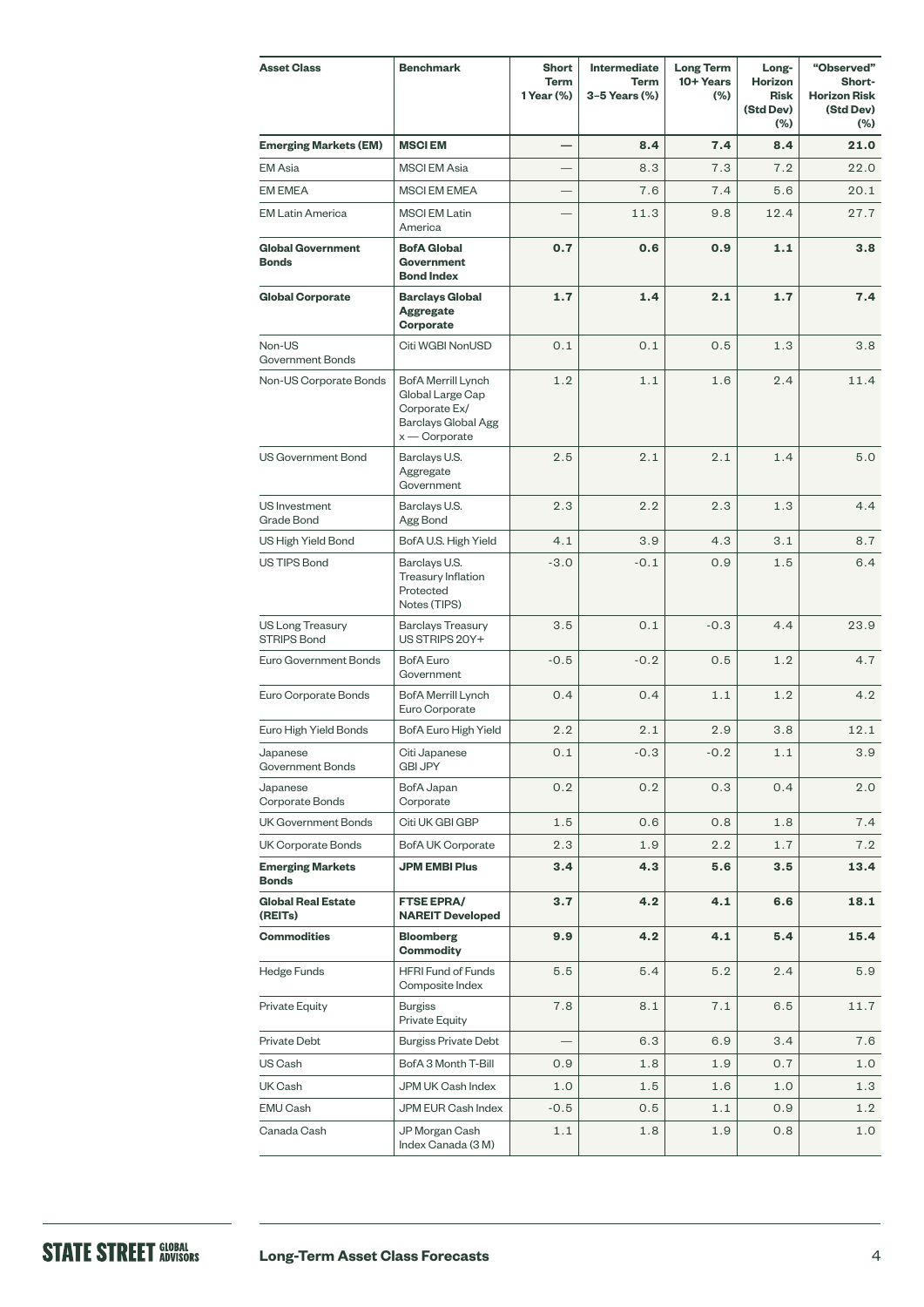| Asset Class | Benchmark | Short Term 1 Year (%) | Intermediate Term 3–5 Years (%) | Long Term 10+ Years (%) | Long-Horizon Risk (Std Dev) (%) | "Observed" Short-Horizon Risk (Std Dev) (%) |
|---|---|---|---|---|---|---|
| **Emerging Markets (EM)** | **MSCI EM** | **—** | **8.4** | **7.4** | **8.4** | **21.0** |
| EM Asia | MSCI EM Asia | — | 8.3 | 7.3 | 7.2 | 22.0 |
| EM EMEA | MSCI EM EMEA | — | 7.6 | 7.4 | 5.6 | 20.1 |
| EM Latin America | MSCI EM Latin America | — | 11.3 | 9.8 | 12.4 | 27.7 |
| **Global Government Bonds** | **BofA Global Government Bond Index** | **0.7** | **0.6** | **0.9** | **1.1** | **3.8** |
| **Global Corporate** | **Barclays Global Aggregate Corporate** | **1.7** | **1.4** | **2.1** | **1.7** | **7.4** |
| Non-US Government Bonds | Citi WGBI NonUSD | 0.1 | 0.1 | 0.5 | 1.3 | 3.8 |
| Non-US Corporate Bonds | BofA Merrill Lynch Global Large Cap Corporate Ex/ Barclays Global Agg x — Corporate | 1.2 | 1.1 | 1.6 | 2.4 | 11.4 |
| US Government Bond | Barclays U.S. Aggregate Government | 2.5 | 2.1 | 2.1 | 1.4 | 5.0 |
| US Investment Grade Bond | Barclays U.S. Agg Bond | 2.3 | 2.2 | 2.3 | 1.3 | 4.4 |
| US High Yield Bond | BofA U.S. High Yield | 4.1 | 3.9 | 4.3 | 3.1 | 8.7 |
| US TIPS Bond | Barclays U.S. Treasury Inflation Protected Notes (TIPS) | -3.0 | -0.1 | 0.9 | 1.5 | 6.4 |
| US Long Treasury STRIPS Bond | Barclays Treasury US STRIPS 20Y+ | 3.5 | 0.1 | -0.3 | 4.4 | 23.9 |
| Euro Government Bonds | BofA Euro Government | -0.5 | -0.2 | 0.5 | 1.2 | 4.7 |
| Euro Corporate Bonds | BofA Merrill Lynch Euro Corporate | 0.4 | 0.4 | 1.1 | 1.2 | 4.2 |
| Euro High Yield Bonds | BofA Euro High Yield | 2.2 | 2.1 | 2.9 | 3.8 | 12.1 |
| Japanese Government Bonds | Citi Japanese GBI JPY | 0.1 | -0.3 | -0.2 | 1.1 | 3.9 |
| Japanese Corporate Bonds | BofA Japan Corporate | 0.2 | 0.2 | 0.3 | 0.4 | 2.0 |
| UK Government Bonds | Citi UK GBI GBP | 1.5 | 0.6 | 0.8 | 1.8 | 7.4 |
| UK Corporate Bonds | BofA UK Corporate | 2.3 | 1.9 | 2.2 | 1.7 | 7.2 |
| **Emerging Markets Bonds** | **JPM EMBI Plus** | **3.4** | **4.3** | **5.6** | **3.5** | **13.4** |
| **Global Real Estate (REITs)** | **FTSE EPRA/ NAREIT Developed** | **3.7** | **4.2** | **4.1** | **6.6** | **18.1** |
| **Commodities** | **Bloomberg Commodity** | **9.9** | **4.2** | **4.1** | **5.4** | **15.4** |
| Hedge Funds | HFRI Fund of Funds Composite Index | 5.5 | 5.4 | 5.2 | 2.4 | 5.9 |
| Private Equity | Burgiss Private Equity | 7.8 | 8.1 | 7.1 | 6.5 | 11.7 |
| Private Debt | Burgiss Private Debt | — | 6.3 | 6.9 | 3.4 | 7.6 |
| US Cash | BofA 3 Month T-Bill | 0.9 | 1.8 | 1.9 | 0.7 | 1.0 |
| UK Cash | JPM UK Cash Index | 1.0 | 1.5 | 1.6 | 1.0 | 1.3 |
| EMU Cash | JPM EUR Cash Index | -0.5 | 0.5 | 1.1 | 0.9 | 1.2 |
| Canada Cash | JP Morgan Cash Index Canada (3 M) | 1.1 | 1.8 | 1.9 | 0.8 | 1.0 |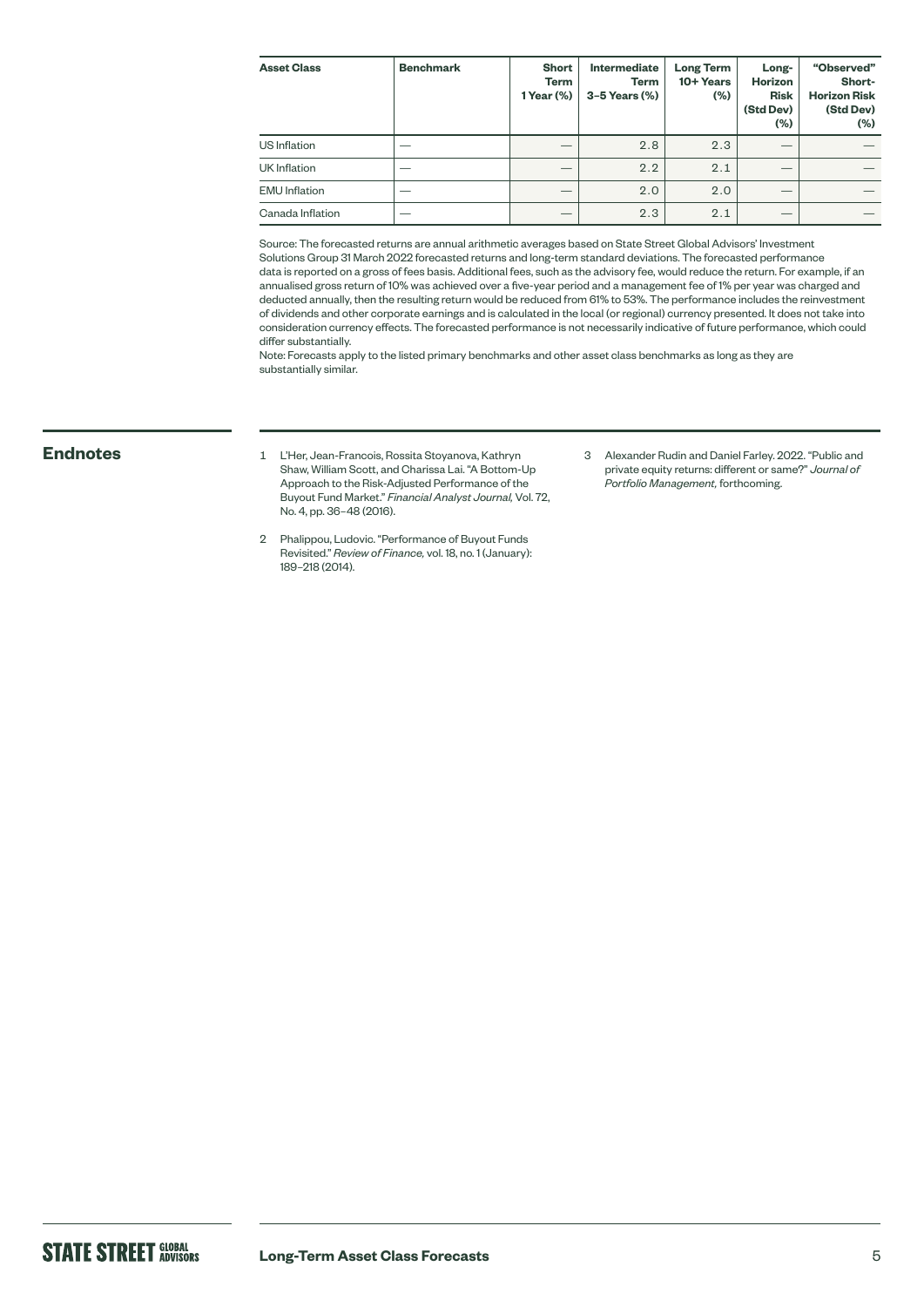| Asset Class | Benchmark | Short Term 1 Year (%) | Intermediate Term 3–5 Years (%) | Long Term 10+ Years (%) | Long-Horizon Risk (Std Dev) (%) | "Observed" Short-Horizon Risk (Std Dev) (%) |
|---|---|---|---|---|---|---|
| US Inflation | — | — | 2.8 | 2.3 | — | — |
| UK Inflation | — | — | 2.2 | 2.1 | — | — |
| EMU Inflation | — | — | 2.0 | 2.0 | — | — |
| Canada Inflation | — | — | 2.3 | 2.1 | — | — |

Source: The forecasted returns are annual arithmetic averages based on State Street Global Advisors' Investment Solutions Group 31 March 2022 forecasted returns and long-term standard deviations. The forecasted performance data is reported on a gross of fees basis. Additional fees, such as the advisory fee, would reduce the return. For example, if an annualised gross return of 10% was achieved over a five-year period and a management fee of 1% per year was charged and deducted annually, then the resulting return would be reduced from 61% to 53%. The performance includes the reinvestment of dividends and other corporate earnings and is calculated in the local (or regional) currency presented. It does not take into consideration currency effects. The forecasted performance is not necessarily indicative of future performance, which could differ substantially.
Note: Forecasts apply to the listed primary benchmarks and other asset class benchmarks as long as they are substantially similar.

## Endnotes

1 L'Her, Jean-Francois, Rossita Stoyanova, Kathryn Shaw, William Scott, and Charissa Lai. "A Bottom-Up Approach to the Risk-Adjusted Performance of the Buyout Fund Market." *Financial Analyst Journal,* Vol. 72, No. 4, pp. 36–48 (2016).

2 Phalippou, Ludovic. "Performance of Buyout Funds Revisited." *Review of Finance,* vol. 18, no. 1 (January): 189–218 (2014).

3 Alexander Rudin and Daniel Farley. 2022. "Public and private equity returns: different or same?" *Journal of Portfolio Management,* forthcoming.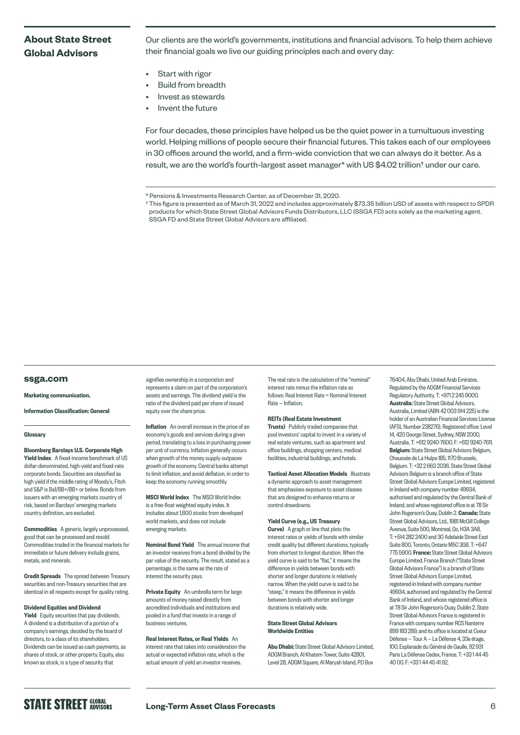## About State Street Global Advisors

Our clients are the world's governments, institutions and financial advisors. To help them achieve their financial goals we live our guiding principles each and every day:

- Start with rigor
- Build from breadth
- Invest as stewards
- Invent the future

For four decades, these principles have helped us be the quiet power in a tumultuous investing world. Helping millions of people secure their financial futures. This takes each of our employees in 30 offices around the world, and a firm-wide conviction that we can always do it better. As a result, we are the world's fourth-largest asset manager* with US $4.02 trillion† under our care.

\* Pensions & Investments Research Center, as of December 31, 2020.

† This figure is presented as of March 31, 2022 and includes approximately $73.35 billion USD of assets with respect to SPDR products for which State Street Global Advisors Funds Distributors, LLC (SSGA FD) acts solely as the marketing agent. SSGA FD and State Street Global Advisors are affiliated.

**ssga.com**

**Marketing communication.**

**Information Classification: General**

### Glossary

**Bloomberg Barclays U.S. Corporate High Yield Index** A fixed-income benchmark of US dollar-denominated, high-yield and fixed-rate corporate bonds. Securities are classified as high yield if the middle rating of Moody's, Fitch and S&P is Ba1/BB+/BB+ or below. Bonds from issuers with an emerging markets country of risk, based on Barclays' emerging markets country definition, are excluded.

**Commodities** A generic, largely unprocessed, good that can be processed and resold. Commodities traded in the financial markets for immediate or future delivery include grains, metals, and minerals.

**Credit Spreads** The spread between Treasury securities and non-Treasury securities that are identical in all respects except for quality rating.

**Dividend Equities and Dividend Yield** Equity securities that pay dividends. A dividend is a distribution of a portion of a company's earnings, decided by the board of directors, to a class of its shareholders. Dividends can be issued as cash payments, as shares of stock, or other property. Equity, also known as stock, is a type of security that signifies ownership in a corporation and represents a claim on part of the corporation's assets and earnings. The dividend yield is the ratio of the dividend paid per share of issued equity over the share price.

**Inflation** An overall increase in the price of an economy's goods and services during a given period, translating to a loss in purchasing power per unit of currency. Inflation generally occurs when growth of the money supply outpaces growth of the economy. Central banks attempt to limit inflation, and avoid deflation, in order to keep the economy running smoothly.

**MSCI World Index** The MSCI World Index is a free-float weighted equity index. It includes about 1,600 stocks from developed world markets, and does not include emerging markets.

**Nominal Bond Yield** The annual income that an investor receives from a bond divided by the par value of the security. The result, stated as a percentage, is the same as the rate of interest the security pays.

**Private Equity** An umbrella term for large amounts of money raised directly from accredited individuals and institutions and pooled in a fund that invests in a range of business ventures.

**Real Interest Rates, or Real Yields** An interest rate that takes into consideration the actual or expected inflation rate, which is the actual amount of yield an investor receives. The real rate is the calculation of the "nominal" interest rate minus the inflation rate as follows: Real Interest Rate = Nominal Interest Rate – Inflation.

**REITs (Real Estate Investment Trusts)** Publicly traded companies that pool investors' capital to invest in a variety of real estate ventures, such as apartment and office buildings, shopping centers, medical facilities, industrial buildings, and hotels.

**Tactical Asset Allocation Models** Illustrate a dynamic approach to asset management that emphasises exposure to asset classes that are designed to enhance returns or control drawdowns.

**Yield Curve (e.g., US Treasury Curve)** A graph or line that plots the interest rates or yields of bonds with similar credit quality but different durations, typically from shortest to longest duration. When the yield curve is said to be "flat," it means the difference in yields between bonds with shorter and longer durations is relatively narrow. When the yield curve is said to be "steep," it means the difference in yields between bonds with shorter and longer durations is relatively wide.

### State Street Global Advisors Worldwide Entities

**Abu Dhabi:** State Street Global Advisors Limited, ADGM Branch, Al Khatem Tower, Suite 42801, Level 28, ADGM Square, Al Maryah Island, P.O Box 76404, Abu Dhabi, United Arab Emirates. Regulated by the ADGM Financial Services Regulatory Authority. T: +971 2 245 9000. **Australia:** State Street Global Advisors, Australia, Limited (ABN 42 003 914 225) is the holder of an Australian Financial Services License (AFSL Number 238276). Registered office: Level 14, 420 George Street, Sydney, NSW 2000, Australia. T: +612 9240-7600. F: +612 9240-7611. **Belgium:** State Street Global Advisors Belgium, Chaussée de La Hulpe 185, 1170 Brussels, Belgium. T: +32 2 663 2036. State Street Global Advisors Belgium is a branch office of State Street Global Advisors Europe Limited, registered in Ireland with company number 49934, authorised and regulated by the Central Bank of Ireland, and whose registered office is at 78 Sir John Rogerson's Quay, Dublin 2. **Canada:** State Street Global Advisors, Ltd., 1981 McGill College Avenue, Suite 500, Montreal, Qc, H3A 3A8, T: +514 282 2400 and 30 Adelaide Street East Suite 800, Toronto, Ontario M5C 3G6. T: +647 775 5900. **France:** State Street Global Advisors Europe Limited, France Branch ("State Street Global Advisors France") is a branch of State Street Global Advisors Europe Limited, registered in Ireland with company number 49934, authorised and regulated by the Central Bank of Ireland, and whose registered office is at 78 Sir John Rogerson's Quay, Dublin 2. State Street Global Advisors France is registered in France with company number RCS Nanterre 899 183 289, and its office is located at Coeur Défense – Tour A – La Défense 4, 33e étage, 100, Esplanade du Général de Gaulle, 92 931 Paris La Défense Cedex, France. T: +33 1 44 45 40 00. F: +33 1 44 45 41 92.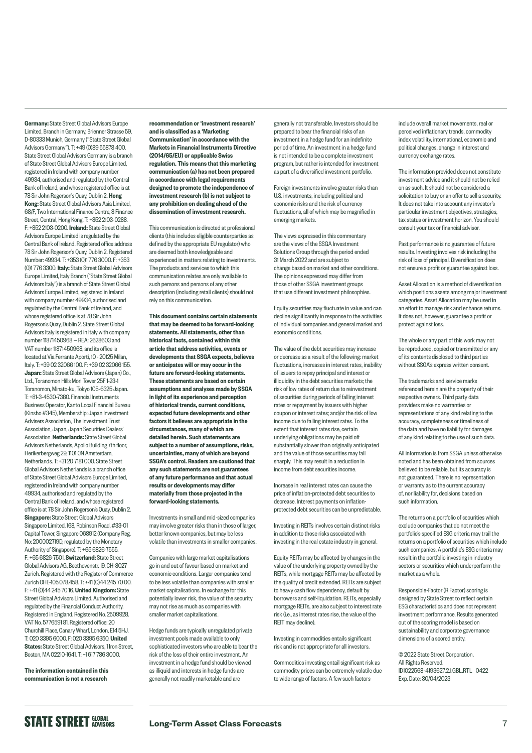**Germany:** State Street Global Advisors Europe Limited, Branch in Germany, Brienner Strasse 59, D-80333 Munich, Germany ("State Street Global Advisors Germany"). T: +49 (0)89 55878 400. State Street Global Advisors Germany is a branch of State Street Global Advisors Europe Limited, registered in Ireland with company number 49934, authorised and regulated by the Central Bank of Ireland, and whose registered office is at 78 Sir John Rogerson's Quay, Dublin 2. **Hong Kong:** State Street Global Advisors Asia Limited, 68/F, Two International Finance Centre, 8 Finance Street, Central, Hong Kong. T: +852 2103-0288. F: +852 2103-0200. **Ireland:** State Street Global Advisors Europe Limited is regulated by the Central Bank of Ireland. Registered office address 78 Sir John Rogerson's Quay, Dublin 2. Registered Number: 49934. T: +353 (0)1 776 3000. F: +353 (0)1 776 3300. **Italy:** State Street Global Advisors Europe Limited, Italy Branch ("State Street Global Advisors Italy") is a branch of State Street Global Advisors Europe Limited, registered in Ireland with company number 49934, authorised and regulated by the Central Bank of Ireland, and whose registered office is at 78 Sir John Rogerson's Quay, Dublin 2. State Street Global Advisors Italy is registered in Italy with company number 11871450968 — REA: 2628603 and VAT number 11871450968, and its office is located at Via Ferrante Aporti, 10 - 20125 Milan, Italy. T: +39 02 32066 100. F: +39 02 32066 155. **Japan:** State Street Global Advisors (Japan) Co., Ltd., Toranomon Hills Mori Tower 25F 1-23-1 Toranomon, Minato-ku, Tokyo 105-6325 Japan. T: +81-3-4530-7380. Financial Instruments Business Operator, Kanto Local Financial Bureau (Kinsho #345), Membership: Japan Investment Advisers Association, The Investment Trust Association, Japan, Japan Securities Dealers' Association. **Netherlands:** State Street Global Advisors Netherlands, Apollo Building 7th floor, Herikerbergweg 29, 1101 CN Amsterdam, Netherlands. T: +31 20 7181 000. State Street Global Advisors Netherlands is a branch office of State Street Global Advisors Europe Limited, registered in Ireland with company number 49934, authorised and regulated by the Central Bank of Ireland, and whose registered office is at 78 Sir John Rogerson's Quay, Dublin 2. **Singapore:** State Street Global Advisors Singapore Limited, 168, Robinson Road, #33-01 Capital Tower, Singapore 068912 (Company Reg. No: 200002719D, regulated by the Monetary Authority of Singapore). T: +65 6826-7555. F: +65 6826-7501. **Switzerland:** State Street Global Advisors AG, Beethovenstr. 19, CH-8027 Zurich. Registered with the Register of Commerce Zurich CHE-105.078.458. T: +41 (0)44 245 70 00. F: +41 (0)44 245 70 16. **United Kingdom:** State Street Global Advisors Limited. Authorised and regulated by the Financial Conduct Authority. Registered in England. Registered No. 2509928. VAT No. 5776591 81. Registered office: 20 Churchill Place, Canary Wharf, London, E14 5HJ. T: 020 3395 6000. F: 020 3395 6350. **United States:** State Street Global Advisors, 1 Iron Street, Boston, MA 02210-1641. T: +1 617 786 3000.

**The information contained in this communication is not a research recommendation or 'investment research' and is classified as a 'Marketing Communication' in accordance with the Markets in Financial Instruments Directive (2014/65/EU) or applicable Swiss regulation. This means that this marketing communication (a) has not been prepared in accordance with legal requirements designed to promote the independence of investment research (b) is not subject to any prohibition on dealing ahead of the dissemination of investment research.**

This communication is directed at professional clients (this includes eligible counterparties as defined by the appropriate EU regulator) who are deemed both knowledgeable and experienced in matters relating to investments. The products and services to which this communication relates are only available to such persons and persons of any other description (including retail clients) should not rely on this communication.

**This document contains certain statements that may be deemed to be forward-looking statements. All statements, other than historical facts, contained within this article that address activities, events or developments that SSGA expects, believes or anticipates will or may occur in the future are forward-looking statements. These statements are based on certain assumptions and analyses made by SSGA in light of its experience and perception of historical trends, current conditions, expected future developments and other factors it believes are appropriate in the circumstances, many of which are detailed herein. Such statements are subject to a number of assumptions, risks, uncertainties, many of which are beyond SSGA's control. Readers are cautioned that any such statements are not guarantees of any future performance and that actual results or developments may differ materially from those projected in the forward-looking statements.**

Investments in small and mid-sized companies may involve greater risks than in those of larger, better known companies, but may be less volatile than investments in smaller companies.

Companies with large market capitalisations go in and out of favour based on market and economic conditions. Larger companies tend to be less volatile than companies with smaller market capitalisations. In exchange for this potentially lower risk, the value of the security may not rise as much as companies with smaller market capitalisations.

Hedge funds are typically unregulated private investment pools made available to only sophisticated investors who are able to bear the risk of the loss of their entire investment. An investment in a hedge fund should be viewed as illiquid and interests in hedge funds are generally not readily marketable and are generally not transferable. Investors should be prepared to bear the financial risks of an investment in a hedge fund for an indefinite period of time. An investment in a hedge fund is not intended to be a complete investment program, but rather is intended for investment as part of a diversified investment portfolio.

Foreign investments involve greater risks than U.S. investments, including political and economic risks and the risk of currency fluctuations, all of which may be magnified in emerging markets.

The views expressed in this commentary are the views of the SSGA Investment Solutions Group through the period ended 31 March 2022 and are subject to change based on market and other conditions. The opinions expressed may differ from those of other SSGA investment groups that use different investment philosophies.

Equity securities may fluctuate in value and can decline significantly in response to the activities of individual companies and general market and economic conditions.

The value of the debt securities may increase or decrease as a result of the following: market fluctuations, increases in interest rates, inability of issuers to repay principal and interest or illiquidity in the debt securities markets; the risk of low rates of return due to reinvestment of securities during periods of falling interest rates or repayment by issuers with higher coupon or interest rates; and/or the risk of low income due to falling interest rates. To the extent that interest rates rise, certain underlying obligations may be paid off substantially slower than originally anticipated and the value of those securities may fall sharply. This may result in a reduction in income from debt securities income.

Increase in real interest rates can cause the price of inflation-protected debt securities to decrease. Interest payments on inflation-protected debt securities can be unpredictable.

Investing in REITs involves certain distinct risks in addition to those risks associated with investing in the real estate industry in general.

Equity REITs may be affected by changes in the value of the underlying property owned by the REITs, while mortgage REITs may be affected by the quality of credit extended. REITs are subject to heavy cash flow dependency, default by borrowers and self-liquidation. REITs, especially mortgage REITs, are also subject to interest rate risk (i.e., as interest rates rise, the value of the REIT may decline).

Investing in commodities entails significant risk and is not appropriate for all investors.

Commodities investing entail significant risk as commodity prices can be extremely volatile due to wide range of factors. A few such factors include overall market movements, real or perceived inflationary trends, commodity index volatility, international, economic and political changes, change in interest and currency exchange rates.

The information provided does not constitute investment advice and it should not be relied on as such. It should not be considered a solicitation to buy or an offer to sell a security. It does not take into account any investor's particular investment objectives, strategies, tax status or investment horizon. You should consult your tax or financial advisor.

Past performance is no guarantee of future results. Investing involves risk including the risk of loss of principal. Diversification does not ensure a profit or guarantee against loss.

Asset Allocation is a method of diversification which positions assets among major investment categories. Asset Allocation may be used in an effort to manage risk and enhance returns. It does not, however, guarantee a profit or protect against loss.

The whole or any part of this work may not be reproduced, copied or transmitted or any of its contents disclosed to third parties without SSGA's express written consent.

The trademarks and service marks referenced herein are the property of their respective owners. Third party data providers make no warranties or representations of any kind relating to the accuracy, completeness or timeliness of the data and have no liability for damages of any kind relating to the use of such data.

All information is from SSGA unless otherwise noted and has been obtained from sources believed to be reliable, but its accuracy is not guaranteed. There is no representation or warranty as to the current accuracy of, nor liability for, decisions based on such information.

The returns on a portfolio of securities which exclude companies that do not meet the portfolio's specified ESG criteria may trail the returns on a portfolio of securities which include such companies. A portfolio's ESG criteria may result in the portfolio investing in industry sectors or securities which underperform the market as a whole.

Responsible-Factor (R Factor) scoring is designed by State Street to reflect certain ESG characteristics and does not represent investment performance. Results generated out of the scoring model is based on sustainability and corporate governance dimensions of a scored entity.

© 2022 State Street Corporation.
All Rights Reserved.
ID1022568-4193627.2.1.GBL.RTL 0422
Exp. Date: 30/04/2023